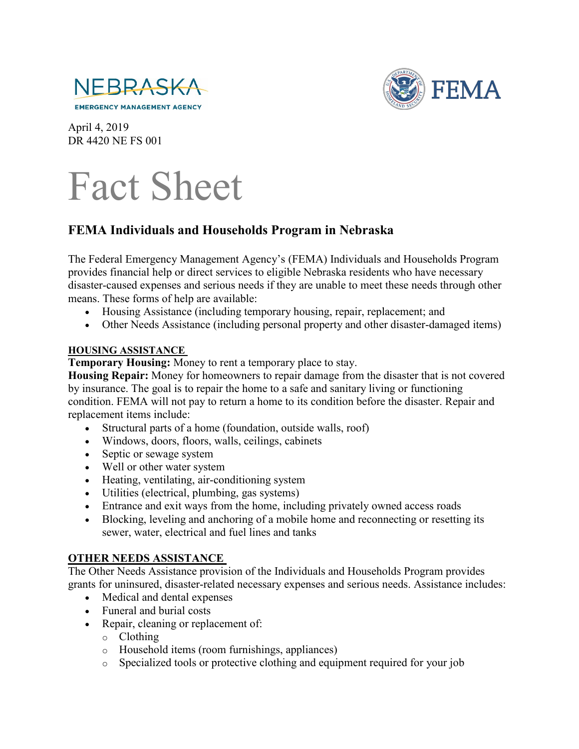NEBRASKA
EMERGENCY MANAGEMENT AGENCY

FEMA

April 4, 2019
DR 4420 NE FS 001

# Fact Sheet

## FEMA Individuals and Households Program in Nebraska

The Federal Emergency Management Agency's (FEMA) Individuals and Households Program provides financial help or direct services to eligible Nebraska residents who have necessary disaster-caused expenses and serious needs if they are unable to meet these needs through other means. These forms of help are available:

- Housing Assistance (including temporary housing, repair, replacement; and
- Other Needs Assistance (including personal property and other disaster-damaged items)

### HOUSING ASSISTANCE

**Temporary Housing:** Money to rent a temporary place to stay.
**Housing Repair:** Money for homeowners to repair damage from the disaster that is not covered by insurance. The goal is to repair the home to a safe and sanitary living or functioning condition. FEMA will not pay to return a home to its condition before the disaster. Repair and replacement items include:

- Structural parts of a home (foundation, outside walls, roof)
- Windows, doors, floors, walls, ceilings, cabinets
- Septic or sewage system
- Well or other water system
- Heating, ventilating, air-conditioning system
- Utilities (electrical, plumbing, gas systems)
- Entrance and exit ways from the home, including privately owned access roads
- Blocking, leveling and anchoring of a mobile home and reconnecting or resetting its sewer, water, electrical and fuel lines and tanks

### OTHER NEEDS ASSISTANCE

The Other Needs Assistance provision of the Individuals and Households Program provides grants for uninsured, disaster-related necessary expenses and serious needs. Assistance includes:

- Medical and dental expenses
- Funeral and burial costs
- Repair, cleaning or replacement of:
  - Clothing
  - Household items (room furnishings, appliances)
  - Specialized tools or protective clothing and equipment required for your job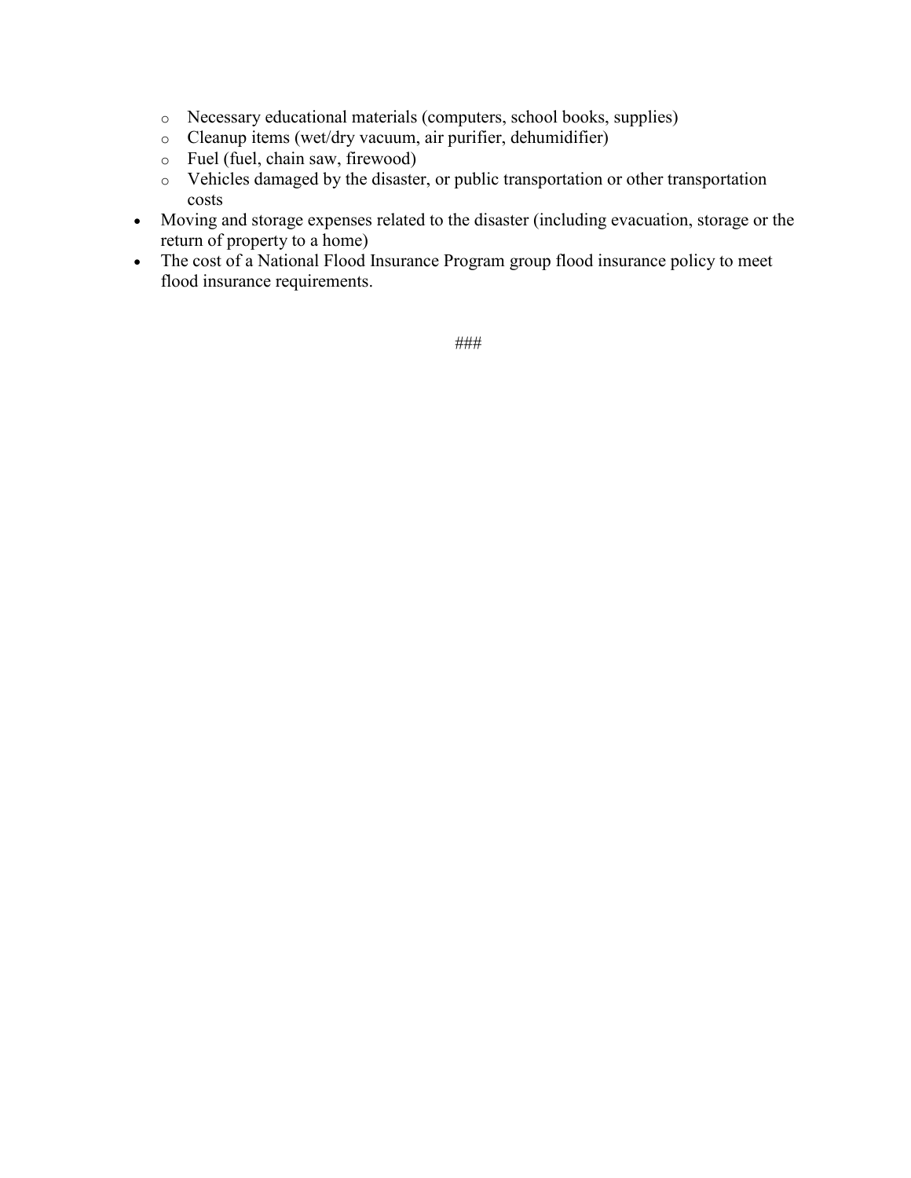- Necessary educational materials (computers, school books, supplies)
  - Cleanup items (wet/dry vacuum, air purifier, dehumidifier)
  - Fuel (fuel, chain saw, firewood)
  - Vehicles damaged by the disaster, or public transportation or other transportation costs
- Moving and storage expenses related to the disaster (including evacuation, storage or the return of property to a home)
- The cost of a National Flood Insurance Program group flood insurance policy to meet flood insurance requirements.

###